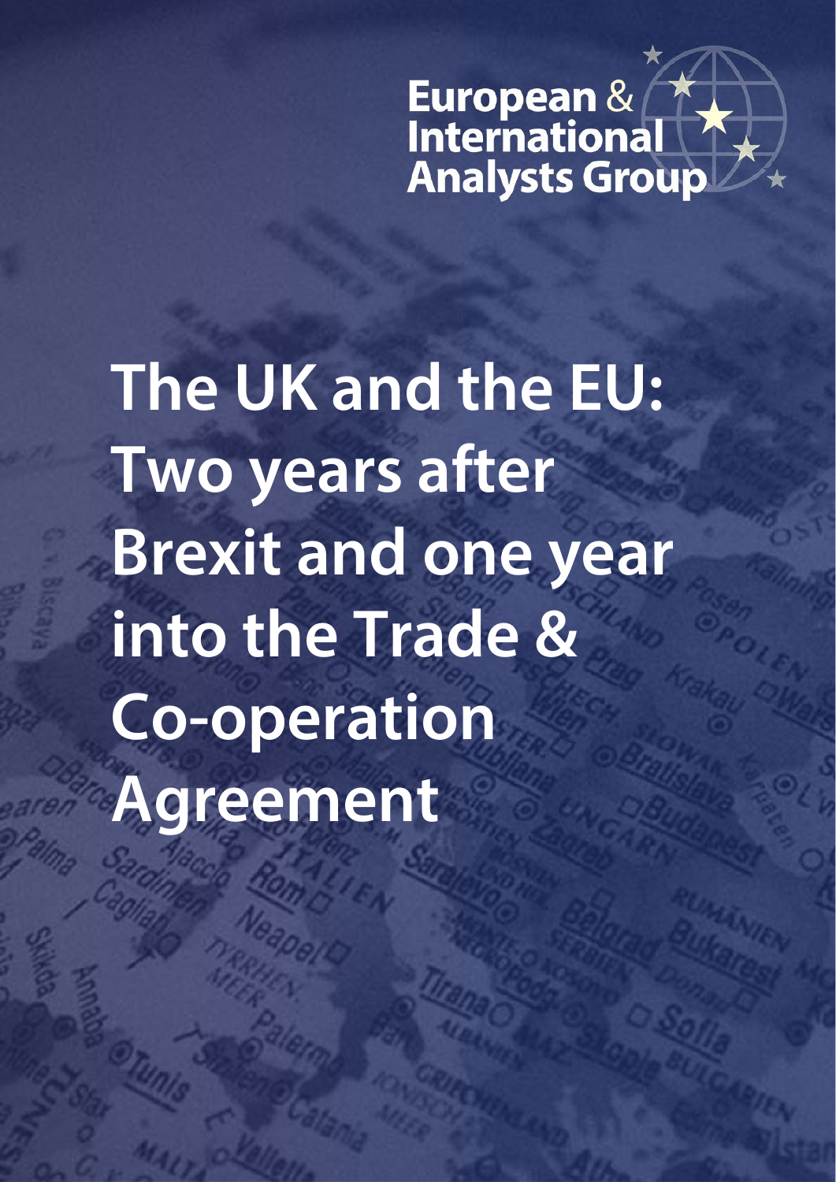European & International Analysts Group

# The UK and the EU: Two years after Brexit and one year into the Trade & Co-operation Agreement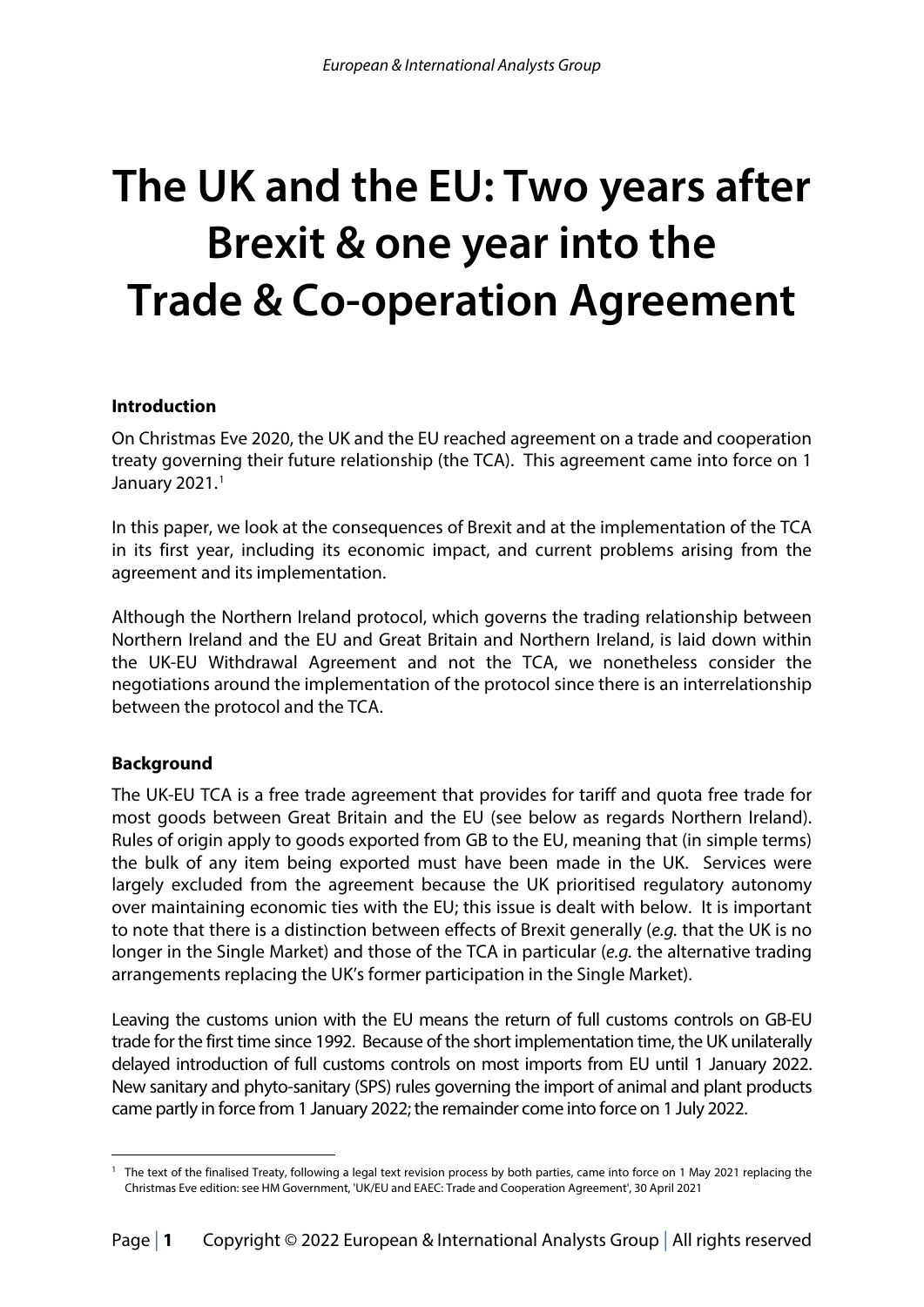# The UK and the EU: Two years after Brexit & one year into the Trade & Co-operation Agreement

**Introduction**

On Christmas Eve 2020, the UK and the EU reached agreement on a trade and cooperation treaty governing their future relationship (the TCA). This agreement came into force on 1 January 2021.[1]

In this paper, we look at the consequences of Brexit and at the implementation of the TCA in its first year, including its economic impact, and current problems arising from the agreement and its implementation.

Although the Northern Ireland protocol, which governs the trading relationship between Northern Ireland and the EU and Great Britain and Northern Ireland, is laid down within the UK-EU Withdrawal Agreement and not the TCA, we nonetheless consider the negotiations around the implementation of the protocol since there is an interrelationship between the protocol and the TCA.

**Background**

The UK-EU TCA is a free trade agreement that provides for tariff and quota free trade for most goods between Great Britain and the EU (see below as regards Northern Ireland). Rules of origin apply to goods exported from GB to the EU, meaning that (in simple terms) the bulk of any item being exported must have been made in the UK. Services were largely excluded from the agreement because the UK prioritised regulatory autonomy over maintaining economic ties with the EU; this issue is dealt with below. It is important to note that there is a distinction between effects of Brexit generally (*e.g.* that the UK is no longer in the Single Market) and those of the TCA in particular (*e.g.* the alternative trading arrangements replacing the UK's former participation in the Single Market).

Leaving the customs union with the EU means the return of full customs controls on GB-EU trade for the first time since 1992. Because of the short implementation time, the UK unilaterally delayed introduction of full customs controls on most imports from EU until 1 January 2022. New sanitary and phyto-sanitary (SPS) rules governing the import of animal and plant products came partly in force from 1 January 2022; the remainder come into force on 1 July 2022.

[1] The text of the finalised Treaty, following a legal text revision process by both parties, came into force on 1 May 2021 replacing the Christmas Eve edition: see HM Government, 'UK/EU and EAEC: Trade and Cooperation Agreement', 30 April 2021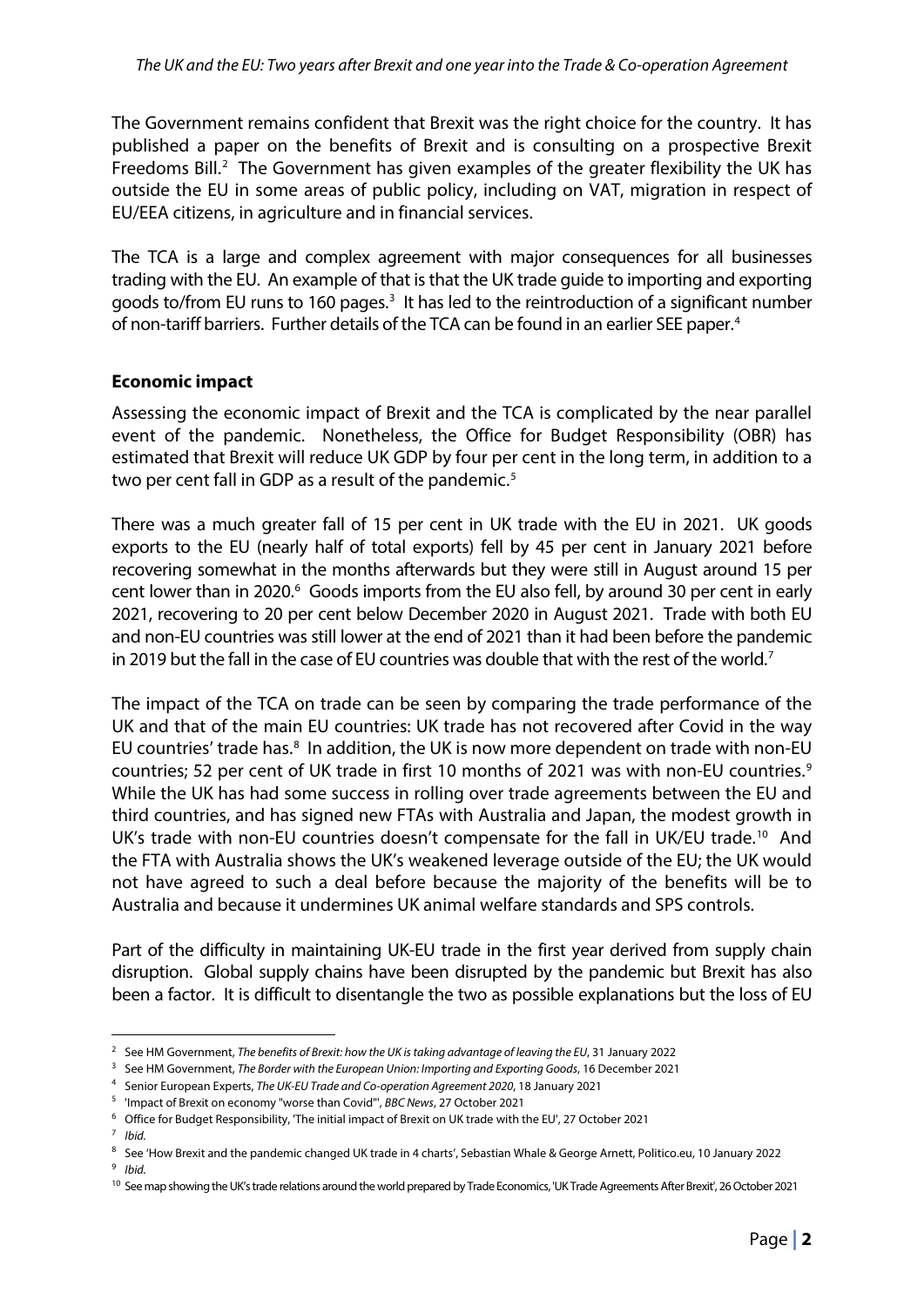The Government remains confident that Brexit was the right choice for the country. It has published a paper on the benefits of Brexit and is consulting on a prospective Brexit Freedoms Bill.[2] The Government has given examples of the greater flexibility the UK has outside the EU in some areas of public policy, including on VAT, migration in respect of EU/EEA citizens, in agriculture and in financial services.

The TCA is a large and complex agreement with major consequences for all businesses trading with the EU. An example of that is that the UK trade guide to importing and exporting goods to/from EU runs to 160 pages.[3] It has led to the reintroduction of a significant number of non-tariff barriers. Further details of the TCA can be found in an earlier SEE paper.[4]

**Economic impact**

Assessing the economic impact of Brexit and the TCA is complicated by the near parallel event of the pandemic. Nonetheless, the Office for Budget Responsibility (OBR) has estimated that Brexit will reduce UK GDP by four per cent in the long term, in addition to a two per cent fall in GDP as a result of the pandemic.[5]

There was a much greater fall of 15 per cent in UK trade with the EU in 2021. UK goods exports to the EU (nearly half of total exports) fell by 45 per cent in January 2021 before recovering somewhat in the months afterwards but they were still in August around 15 per cent lower than in 2020.[6] Goods imports from the EU also fell, by around 30 per cent in early 2021, recovering to 20 per cent below December 2020 in August 2021. Trade with both EU and non-EU countries was still lower at the end of 2021 than it had been before the pandemic in 2019 but the fall in the case of EU countries was double that with the rest of the world.[7]

The impact of the TCA on trade can be seen by comparing the trade performance of the UK and that of the main EU countries: UK trade has not recovered after Covid in the way EU countries' trade has.[8] In addition, the UK is now more dependent on trade with non-EU countries; 52 per cent of UK trade in first 10 months of 2021 was with non-EU countries.[9] While the UK has had some success in rolling over trade agreements between the EU and third countries, and has signed new FTAs with Australia and Japan, the modest growth in UK's trade with non-EU countries doesn't compensate for the fall in UK/EU trade.[10] And the FTA with Australia shows the UK's weakened leverage outside of the EU; the UK would not have agreed to such a deal before because the majority of the benefits will be to Australia and because it undermines UK animal welfare standards and SPS controls.

Part of the difficulty in maintaining UK-EU trade in the first year derived from supply chain disruption. Global supply chains have been disrupted by the pandemic but Brexit has also been a factor. It is difficult to disentangle the two as possible explanations but the loss of EU

---

[2] See HM Government, *The benefits of Brexit: how the UK is taking advantage of leaving the EU*, 31 January 2022

[3] See HM Government, *The Border with the European Union: Importing and Exporting Goods*, 16 December 2021

[4] Senior European Experts, *The UK-EU Trade and Co-operation Agreement 2020*, 18 January 2021

[5] 'Impact of Brexit on economy "worse than Covid"', *BBC News*, 27 October 2021

[6] Office for Budget Responsibility, 'The initial impact of Brexit on UK trade with the EU', 27 October 2021

[7] *Ibid.*

[8] See 'How Brexit and the pandemic changed UK trade in 4 charts', Sebastian Whale & George Arnett, Politico.eu, 10 January 2022

[9] *Ibid.*

[10] See map showing the UK's trade relations around the world prepared by Trade Economics, 'UK Trade Agreements After Brexit', 26 October 2021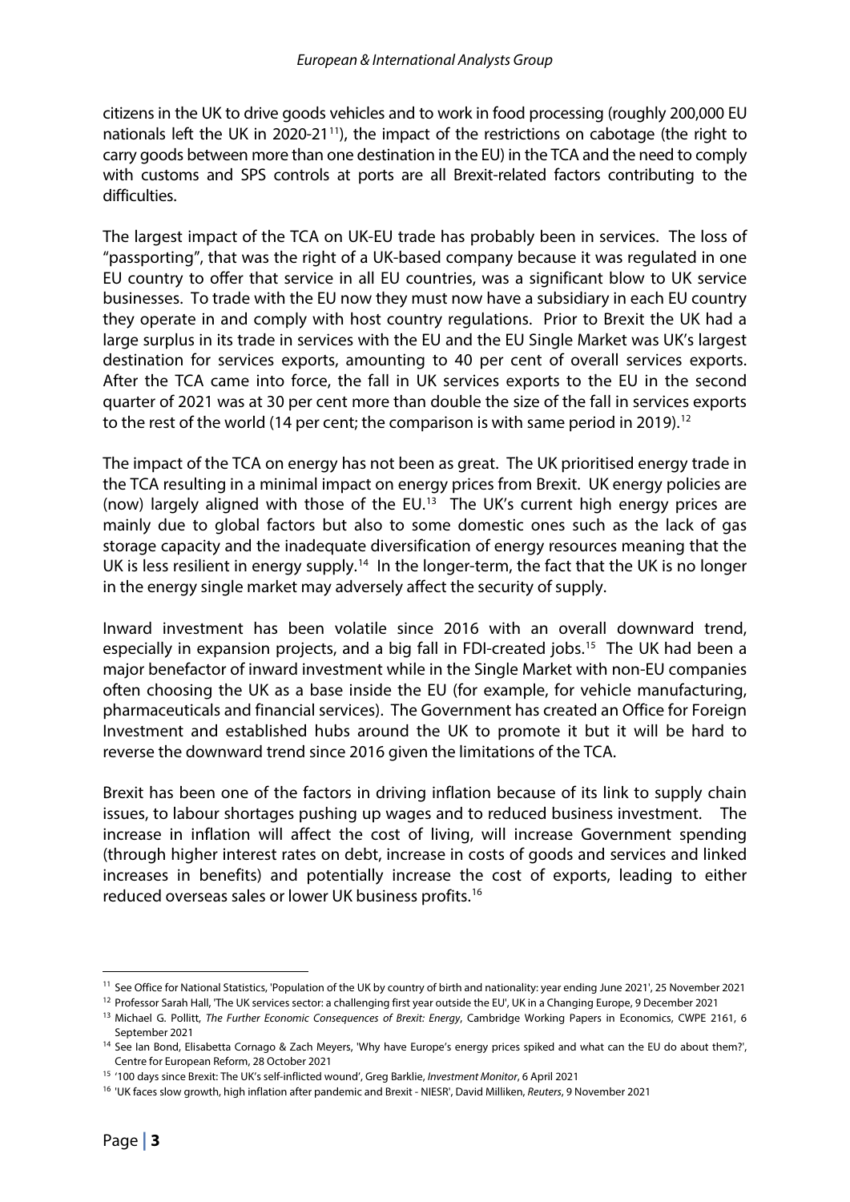citizens in the UK to drive goods vehicles and to work in food processing (roughly 200,000 EU nationals left the UK in 2020-21[11]), the impact of the restrictions on cabotage (the right to carry goods between more than one destination in the EU) in the TCA and the need to comply with customs and SPS controls at ports are all Brexit-related factors contributing to the difficulties.

The largest impact of the TCA on UK-EU trade has probably been in services. The loss of "passporting", that was the right of a UK-based company because it was regulated in one EU country to offer that service in all EU countries, was a significant blow to UK service businesses. To trade with the EU now they must now have a subsidiary in each EU country they operate in and comply with host country regulations. Prior to Brexit the UK had a large surplus in its trade in services with the EU and the EU Single Market was UK's largest destination for services exports, amounting to 40 per cent of overall services exports. After the TCA came into force, the fall in UK services exports to the EU in the second quarter of 2021 was at 30 per cent more than double the size of the fall in services exports to the rest of the world (14 per cent; the comparison is with same period in 2019).[12]

The impact of the TCA on energy has not been as great. The UK prioritised energy trade in the TCA resulting in a minimal impact on energy prices from Brexit. UK energy policies are (now) largely aligned with those of the EU.[13] The UK's current high energy prices are mainly due to global factors but also to some domestic ones such as the lack of gas storage capacity and the inadequate diversification of energy resources meaning that the UK is less resilient in energy supply.[14] In the longer-term, the fact that the UK is no longer in the energy single market may adversely affect the security of supply.

Inward investment has been volatile since 2016 with an overall downward trend, especially in expansion projects, and a big fall in FDI-created jobs.[15] The UK had been a major benefactor of inward investment while in the Single Market with non-EU companies often choosing the UK as a base inside the EU (for example, for vehicle manufacturing, pharmaceuticals and financial services). The Government has created an Office for Foreign Investment and established hubs around the UK to promote it but it will be hard to reverse the downward trend since 2016 given the limitations of the TCA.

Brexit has been one of the factors in driving inflation because of its link to supply chain issues, to labour shortages pushing up wages and to reduced business investment. The increase in inflation will affect the cost of living, will increase Government spending (through higher interest rates on debt, increase in costs of goods and services and linked increases in benefits) and potentially increase the cost of exports, leading to either reduced overseas sales or lower UK business profits.[16]

---

[11] See Office for National Statistics, 'Population of the UK by country of birth and nationality: year ending June 2021', 25 November 2021

[12] Professor Sarah Hall, 'The UK services sector: a challenging first year outside the EU', UK in a Changing Europe, 9 December 2021

[13] Michael G. Pollitt, *The Further Economic Consequences of Brexit: Energy*, Cambridge Working Papers in Economics, CWPE 2161, 6 September 2021

[14] See Ian Bond, Elisabetta Cornago & Zach Meyers, 'Why have Europe's energy prices spiked and what can the EU do about them?', Centre for European Reform, 28 October 2021

[15] '100 days since Brexit: The UK's self-inflicted wound', Greg Barklie, *Investment Monitor*, 6 April 2021

[16] 'UK faces slow growth, high inflation after pandemic and Brexit - NIESR', David Milliken, *Reuters*, 9 November 2021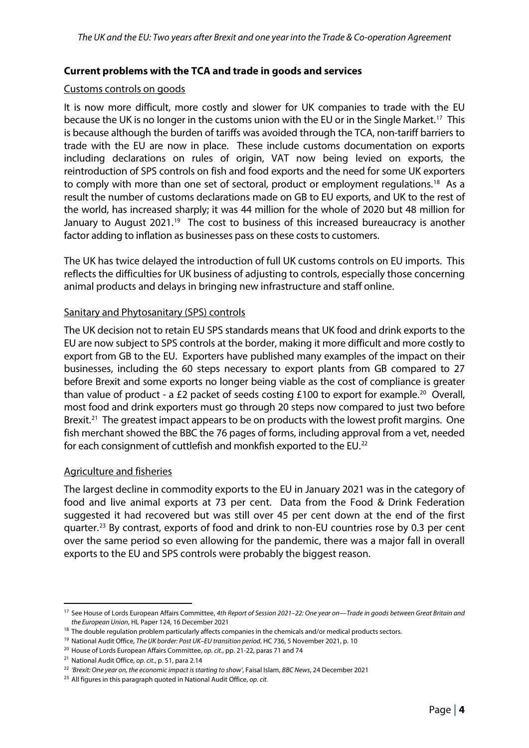### Current problems with the TCA and trade in goods and services

#### Customs controls on goods

It is now more difficult, more costly and slower for UK companies to trade with the EU because the UK is no longer in the customs union with the EU or in the Single Market.[17] This is because although the burden of tariffs was avoided through the TCA, non-tariff barriers to trade with the EU are now in place. These include customs documentation on exports including declarations on rules of origin, VAT now being levied on exports, the reintroduction of SPS controls on fish and food exports and the need for some UK exporters to comply with more than one set of sectoral, product or employment regulations.[18] As a result the number of customs declarations made on GB to EU exports, and UK to the rest of the world, has increased sharply; it was 44 million for the whole of 2020 but 48 million for January to August 2021.[19] The cost to business of this increased bureaucracy is another factor adding to inflation as businesses pass on these costs to customers.

The UK has twice delayed the introduction of full UK customs controls on EU imports. This reflects the difficulties for UK business of adjusting to controls, especially those concerning animal products and delays in bringing new infrastructure and staff online.

#### Sanitary and Phytosanitary (SPS) controls

The UK decision not to retain EU SPS standards means that UK food and drink exports to the EU are now subject to SPS controls at the border, making it more difficult and more costly to export from GB to the EU. Exporters have published many examples of the impact on their businesses, including the 60 steps necessary to export plants from GB compared to 27 before Brexit and some exports no longer being viable as the cost of compliance is greater than value of product - a £2 packet of seeds costing £100 to export for example.[20] Overall, most food and drink exporters must go through 20 steps now compared to just two before Brexit.[21] The greatest impact appears to be on products with the lowest profit margins. One fish merchant showed the BBC the 76 pages of forms, including approval from a vet, needed for each consignment of cuttlefish and monkfish exported to the EU.[22]

#### Agriculture and fisheries

The largest decline in commodity exports to the EU in January 2021 was in the category of food and live animal exports at 73 per cent. Data from the Food & Drink Federation suggested it had recovered but was still over 45 per cent down at the end of the first quarter.[23] By contrast, exports of food and drink to non-EU countries rose by 0.3 per cent over the same period so even allowing for the pandemic, there was a major fall in overall exports to the EU and SPS controls were probably the biggest reason.

---

[17] See House of Lords European Affairs Committee, *4th Report of Session 2021–22: One year on—Trade in goods between Great Britain and the European Union*, HL Paper 124, 16 December 2021

[18] The double regulation problem particularly affects companies in the chemicals and/or medical products sectors.

[19] National Audit Office, *The UK border: Post UK–EU transition period*, HC 736, 5 November 2021, p. 10

[20] House of Lords European Affairs Committee, *op. cit.*, pp. 21-22, paras 71 and 74

[21] National Audit Office, *op. cit.*, p. 51, para 2.14

[22] *'Brexit: One year on, the economic impact is starting to show'*, Faisal Islam, *BBC News*, 24 December 2021

[23] All figures in this paragraph quoted in National Audit Office, *op. cit.*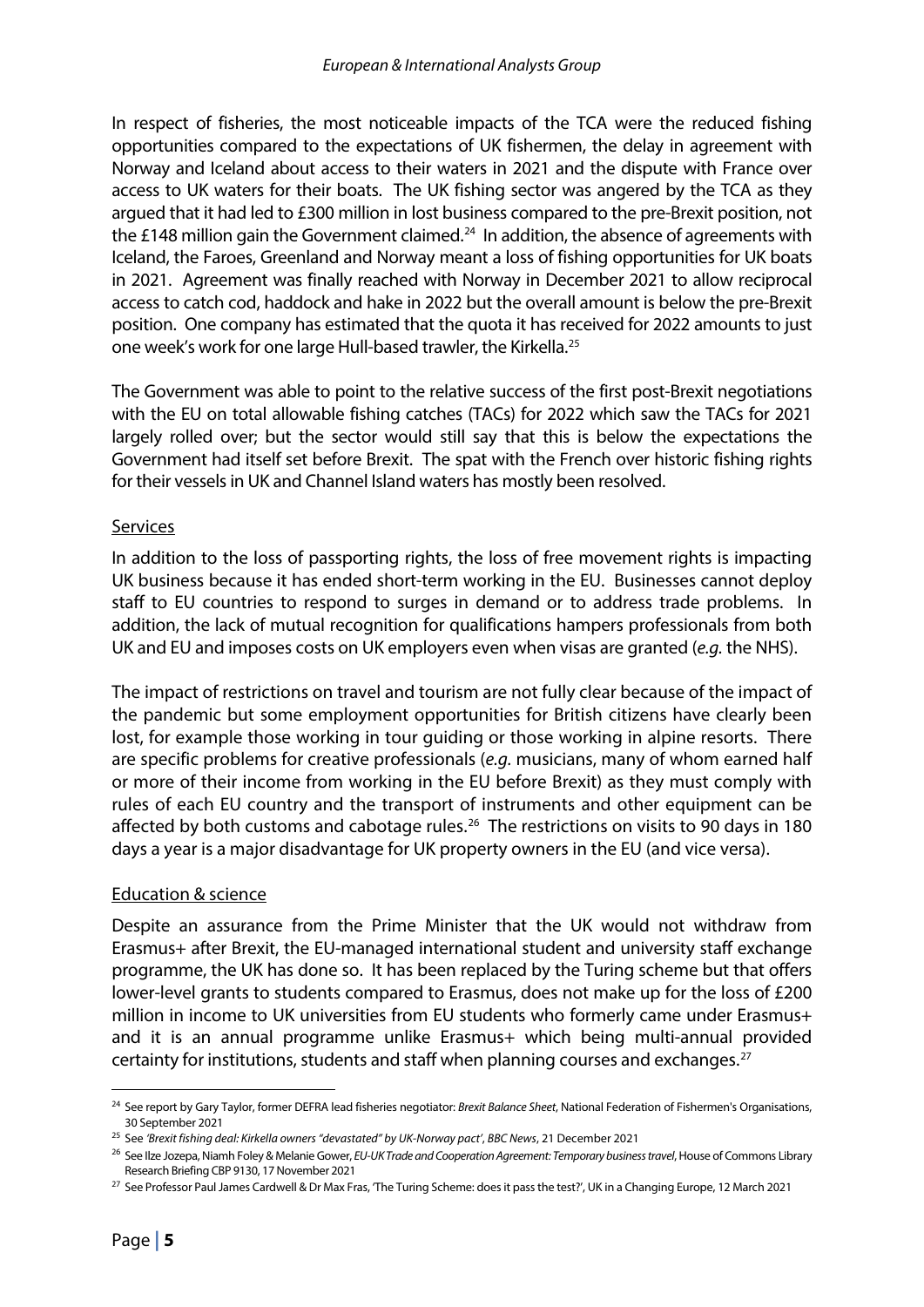In respect of fisheries, the most noticeable impacts of the TCA were the reduced fishing opportunities compared to the expectations of UK fishermen, the delay in agreement with Norway and Iceland about access to their waters in 2021 and the dispute with France over access to UK waters for their boats. The UK fishing sector was angered by the TCA as they argued that it had led to £300 million in lost business compared to the pre-Brexit position, not the £148 million gain the Government claimed.[24] In addition, the absence of agreements with Iceland, the Faroes, Greenland and Norway meant a loss of fishing opportunities for UK boats in 2021. Agreement was finally reached with Norway in December 2021 to allow reciprocal access to catch cod, haddock and hake in 2022 but the overall amount is below the pre-Brexit position. One company has estimated that the quota it has received for 2022 amounts to just one week's work for one large Hull-based trawler, the Kirkella.[25]

The Government was able to point to the relative success of the first post-Brexit negotiations with the EU on total allowable fishing catches (TACs) for 2022 which saw the TACs for 2021 largely rolled over; but the sector would still say that this is below the expectations the Government had itself set before Brexit. The spat with the French over historic fishing rights for their vessels in UK and Channel Island waters has mostly been resolved.

Services

In addition to the loss of passporting rights, the loss of free movement rights is impacting UK business because it has ended short-term working in the EU. Businesses cannot deploy staff to EU countries to respond to surges in demand or to address trade problems. In addition, the lack of mutual recognition for qualifications hampers professionals from both UK and EU and imposes costs on UK employers even when visas are granted (*e.g.* the NHS).

The impact of restrictions on travel and tourism are not fully clear because of the impact of the pandemic but some employment opportunities for British citizens have clearly been lost, for example those working in tour guiding or those working in alpine resorts. There are specific problems for creative professionals (*e.g.* musicians, many of whom earned half or more of their income from working in the EU before Brexit) as they must comply with rules of each EU country and the transport of instruments and other equipment can be affected by both customs and cabotage rules.[26] The restrictions on visits to 90 days in 180 days a year is a major disadvantage for UK property owners in the EU (and vice versa).

Education & science

Despite an assurance from the Prime Minister that the UK would not withdraw from Erasmus+ after Brexit, the EU-managed international student and university staff exchange programme, the UK has done so. It has been replaced by the Turing scheme but that offers lower-level grants to students compared to Erasmus, does not make up for the loss of £200 million in income to UK universities from EU students who formerly came under Erasmus+ and it is an annual programme unlike Erasmus+ which being multi-annual provided certainty for institutions, students and staff when planning courses and exchanges.[27]

---

[24] See report by Gary Taylor, former DEFRA lead fisheries negotiator: *Brexit Balance Sheet*, National Federation of Fishermen's Organisations, 30 September 2021

[25] See *'Brexit fishing deal: Kirkella owners "devastated" by UK-Norway pact'*, *BBC News*, 21 December 2021

[26] See Ilze Jozepa, Niamh Foley & Melanie Gower, *EU-UK Trade and Cooperation Agreement: Temporary business travel*, House of Commons Library Research Briefing CBP 9130, 17 November 2021

[27] See Professor Paul James Cardwell & Dr Max Fras, 'The Turing Scheme: does it pass the test?', UK in a Changing Europe, 12 March 2021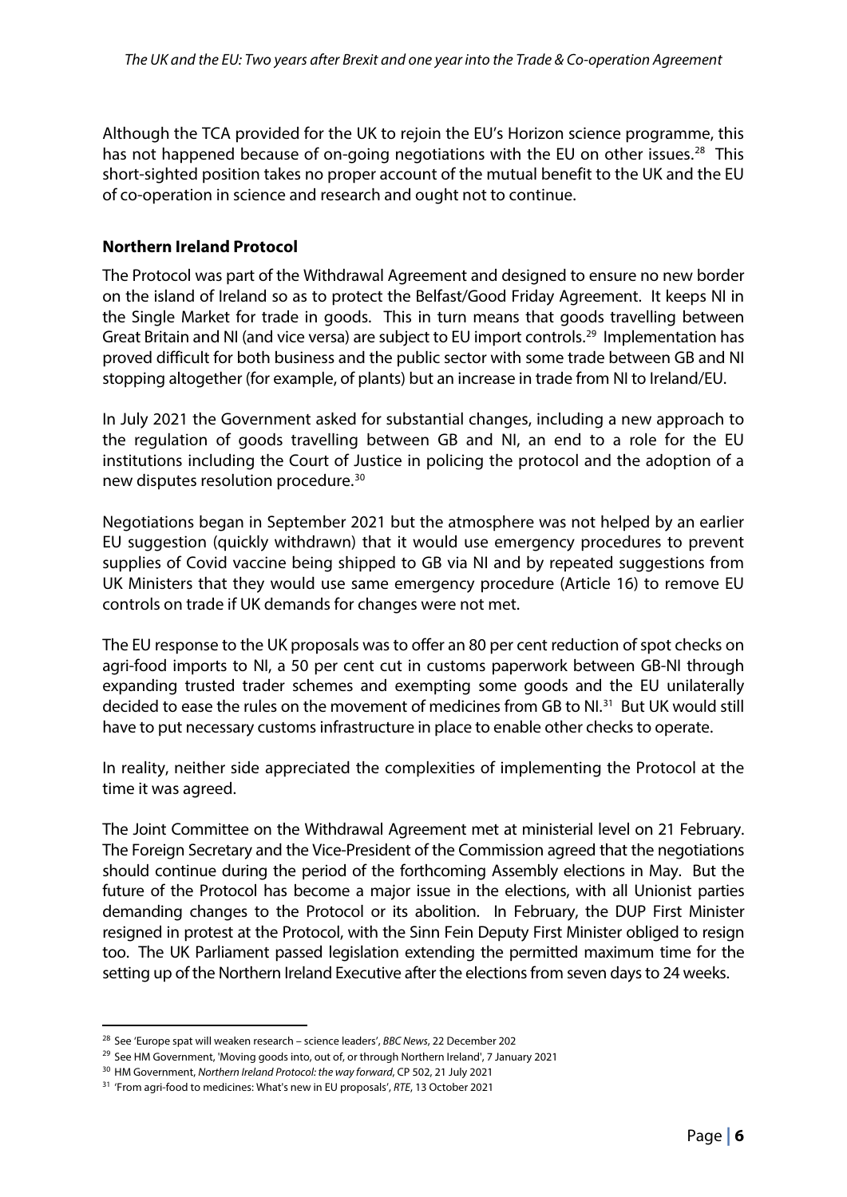Although the TCA provided for the UK to rejoin the EU's Horizon science programme, this has not happened because of on-going negotiations with the EU on other issues.[28] This short-sighted position takes no proper account of the mutual benefit to the UK and the EU of co-operation in science and research and ought not to continue.

**Northern Ireland Protocol**

The Protocol was part of the Withdrawal Agreement and designed to ensure no new border on the island of Ireland so as to protect the Belfast/Good Friday Agreement. It keeps NI in the Single Market for trade in goods. This in turn means that goods travelling between Great Britain and NI (and vice versa) are subject to EU import controls.[29] Implementation has proved difficult for both business and the public sector with some trade between GB and NI stopping altogether (for example, of plants) but an increase in trade from NI to Ireland/EU.

In July 2021 the Government asked for substantial changes, including a new approach to the regulation of goods travelling between GB and NI, an end to a role for the EU institutions including the Court of Justice in policing the protocol and the adoption of a new disputes resolution procedure.[30]

Negotiations began in September 2021 but the atmosphere was not helped by an earlier EU suggestion (quickly withdrawn) that it would use emergency procedures to prevent supplies of Covid vaccine being shipped to GB via NI and by repeated suggestions from UK Ministers that they would use same emergency procedure (Article 16) to remove EU controls on trade if UK demands for changes were not met.

The EU response to the UK proposals was to offer an 80 per cent reduction of spot checks on agri-food imports to NI, a 50 per cent cut in customs paperwork between GB-NI through expanding trusted trader schemes and exempting some goods and the EU unilaterally decided to ease the rules on the movement of medicines from GB to NI.[31] But UK would still have to put necessary customs infrastructure in place to enable other checks to operate.

In reality, neither side appreciated the complexities of implementing the Protocol at the time it was agreed.

The Joint Committee on the Withdrawal Agreement met at ministerial level on 21 February. The Foreign Secretary and the Vice-President of the Commission agreed that the negotiations should continue during the period of the forthcoming Assembly elections in May. But the future of the Protocol has become a major issue in the elections, with all Unionist parties demanding changes to the Protocol or its abolition. In February, the DUP First Minister resigned in protest at the Protocol, with the Sinn Fein Deputy First Minister obliged to resign too. The UK Parliament passed legislation extending the permitted maximum time for the setting up of the Northern Ireland Executive after the elections from seven days to 24 weeks.

---

[28] See 'Europe spat will weaken research – science leaders', *BBC News*, 22 December 202

[29] See HM Government, 'Moving goods into, out of, or through Northern Ireland', 7 January 2021

[30] HM Government, *Northern Ireland Protocol: the way forward*, CP 502, 21 July 2021

[31] 'From agri-food to medicines: What's new in EU proposals', *RTE*, 13 October 2021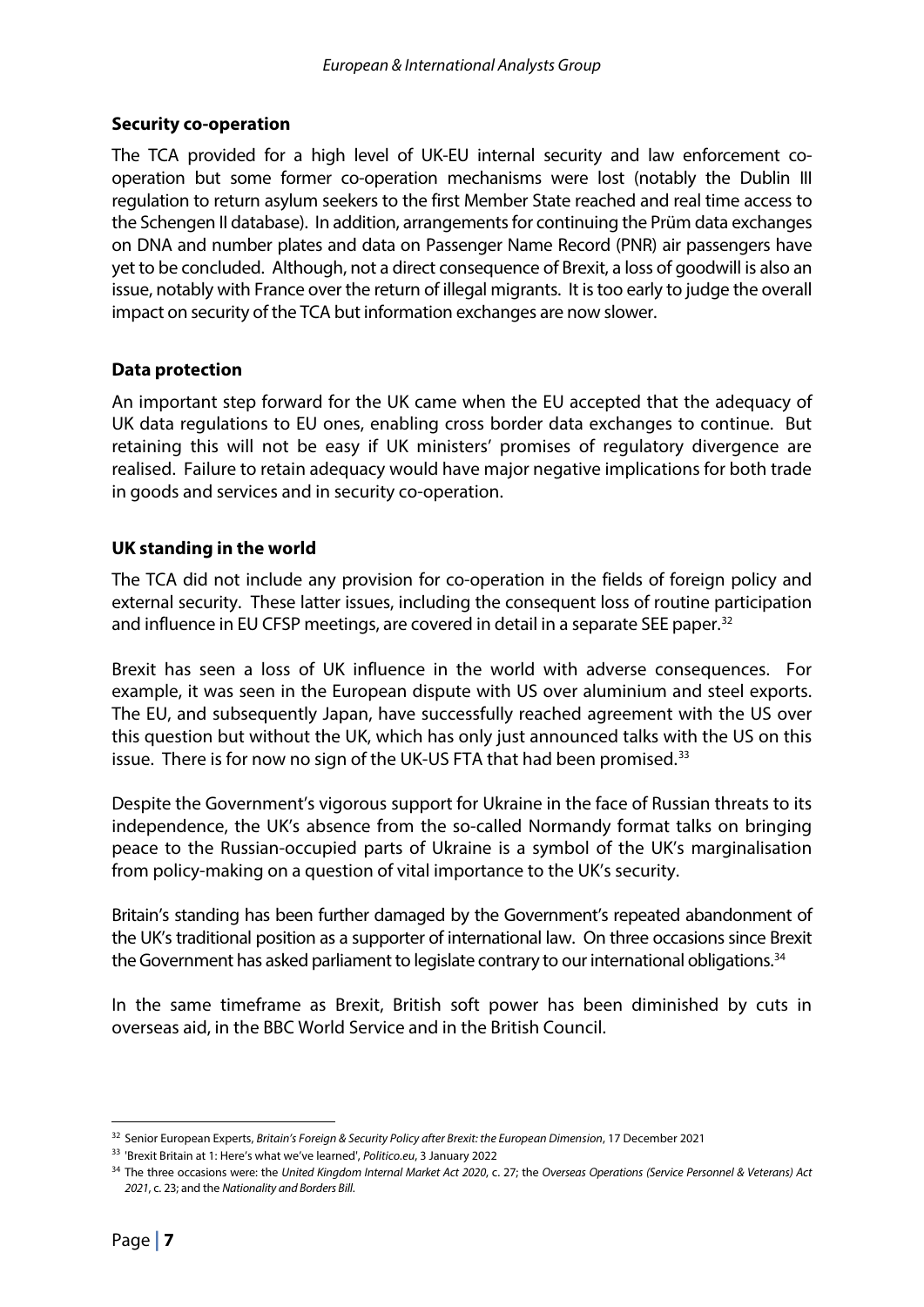### Security co-operation

The TCA provided for a high level of UK-EU internal security and law enforcement co-operation but some former co-operation mechanisms were lost (notably the Dublin III regulation to return asylum seekers to the first Member State reached and real time access to the Schengen II database). In addition, arrangements for continuing the Prüm data exchanges on DNA and number plates and data on Passenger Name Record (PNR) air passengers have yet to be concluded. Although, not a direct consequence of Brexit, a loss of goodwill is also an issue, notably with France over the return of illegal migrants. It is too early to judge the overall impact on security of the TCA but information exchanges are now slower.

### Data protection

An important step forward for the UK came when the EU accepted that the adequacy of UK data regulations to EU ones, enabling cross border data exchanges to continue. But retaining this will not be easy if UK ministers' promises of regulatory divergence are realised. Failure to retain adequacy would have major negative implications for both trade in goods and services and in security co-operation.

### UK standing in the world

The TCA did not include any provision for co-operation in the fields of foreign policy and external security. These latter issues, including the consequent loss of routine participation and influence in EU CFSP meetings, are covered in detail in a separate SEE paper.[32]

Brexit has seen a loss of UK influence in the world with adverse consequences. For example, it was seen in the European dispute with US over aluminium and steel exports. The EU, and subsequently Japan, have successfully reached agreement with the US over this question but without the UK, which has only just announced talks with the US on this issue. There is for now no sign of the UK-US FTA that had been promised.[33]

Despite the Government's vigorous support for Ukraine in the face of Russian threats to its independence, the UK's absence from the so-called Normandy format talks on bringing peace to the Russian-occupied parts of Ukraine is a symbol of the UK's marginalisation from policy-making on a question of vital importance to the UK's security.

Britain's standing has been further damaged by the Government's repeated abandonment of the UK's traditional position as a supporter of international law. On three occasions since Brexit the Government has asked parliament to legislate contrary to our international obligations.[34]

In the same timeframe as Brexit, British soft power has been diminished by cuts in overseas aid, in the BBC World Service and in the British Council.

---

[32] Senior European Experts, *Britain's Foreign & Security Policy after Brexit: the European Dimension*, 17 December 2021

[33] 'Brexit Britain at 1: Here's what we've learned', *Politico.eu*, 3 January 2022

[34] The three occasions were: the *United Kingdom Internal Market Act 2020*, c. 27; the *Overseas Operations (Service Personnel & Veterans) Act 2021*, c. 23; and the *Nationality and Borders Bill*.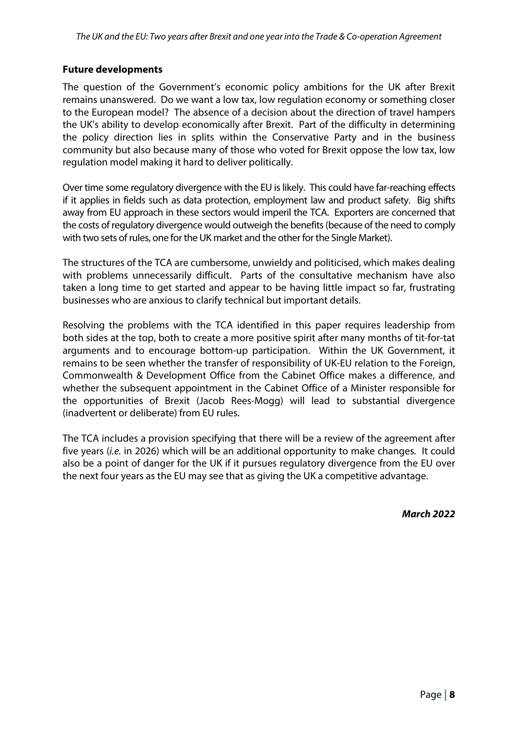**Future developments**

The question of the Government's economic policy ambitions for the UK after Brexit remains unanswered. Do we want a low tax, low regulation economy or something closer to the European model? The absence of a decision about the direction of travel hampers the UK's ability to develop economically after Brexit. Part of the difficulty in determining the policy direction lies in splits within the Conservative Party and in the business community but also because many of those who voted for Brexit oppose the low tax, low regulation model making it hard to deliver politically.

Over time some regulatory divergence with the EU is likely. This could have far-reaching effects if it applies in fields such as data protection, employment law and product safety. Big shifts away from EU approach in these sectors would imperil the TCA. Exporters are concerned that the costs of regulatory divergence would outweigh the benefits (because of the need to comply with two sets of rules, one for the UK market and the other for the Single Market).

The structures of the TCA are cumbersome, unwieldy and politicised, which makes dealing with problems unnecessarily difficult. Parts of the consultative mechanism have also taken a long time to get started and appear to be having little impact so far, frustrating businesses who are anxious to clarify technical but important details.

Resolving the problems with the TCA identified in this paper requires leadership from both sides at the top, both to create a more positive spirit after many months of tit-for-tat arguments and to encourage bottom-up participation. Within the UK Government, it remains to be seen whether the transfer of responsibility of UK-EU relation to the Foreign, Commonwealth & Development Office from the Cabinet Office makes a difference, and whether the subsequent appointment in the Cabinet Office of a Minister responsible for the opportunities of Brexit (Jacob Rees-Mogg) will lead to substantial divergence (inadvertent or deliberate) from EU rules.

The TCA includes a provision specifying that there will be a review of the agreement after five years (*i.e.* in 2026) which will be an additional opportunity to make changes. It could also be a point of danger for the UK if it pursues regulatory divergence from the EU over the next four years as the EU may see that as giving the UK a competitive advantage.

***March 2022***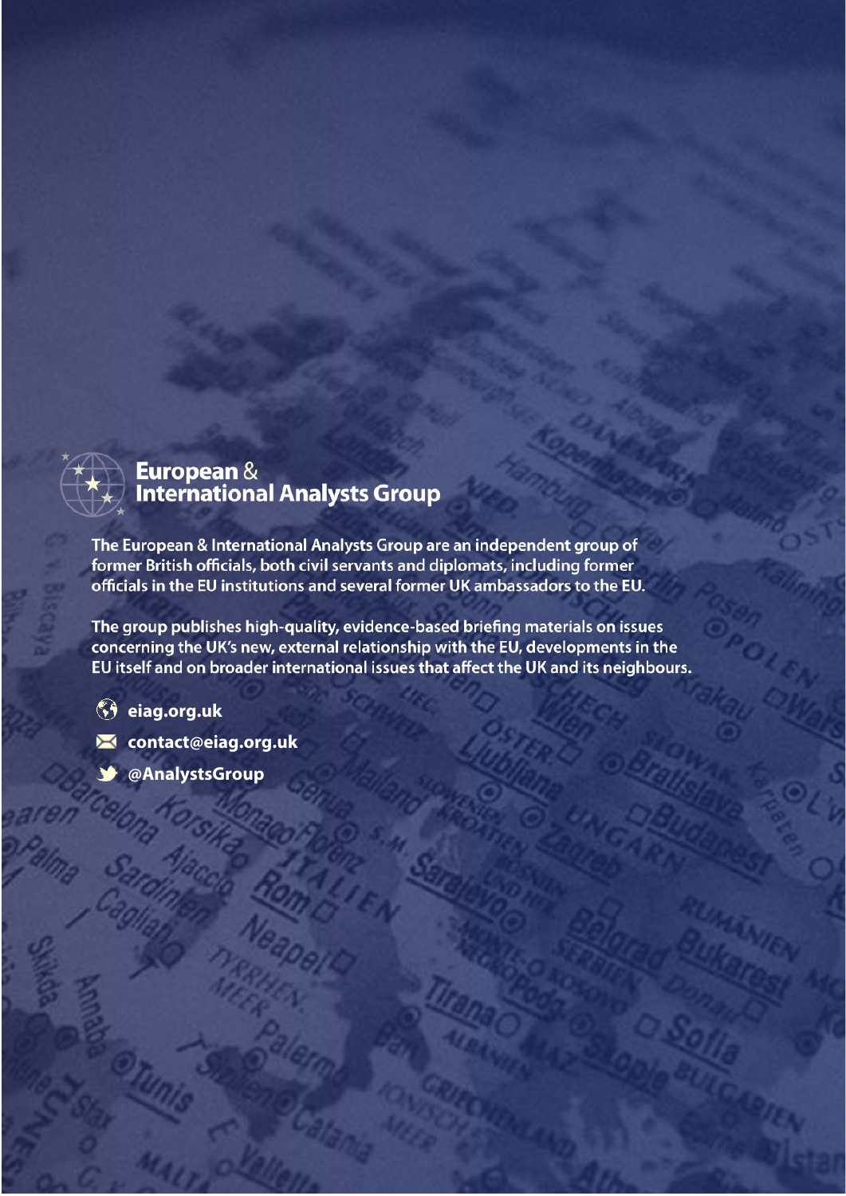# European & International Analysts Group

The European & International Analysts Group are an independent group of former British officials, both civil servants and diplomats, including former officials in the EU institutions and several former UK ambassadors to the EU.

The group publishes high-quality, evidence-based briefing materials on issues concerning the UK's new, external relationship with the EU, developments in the EU itself and on broader international issues that affect the UK and its neighbours.

- eiag.org.uk
- contact@eiag.org.uk
- @AnalystsGroup